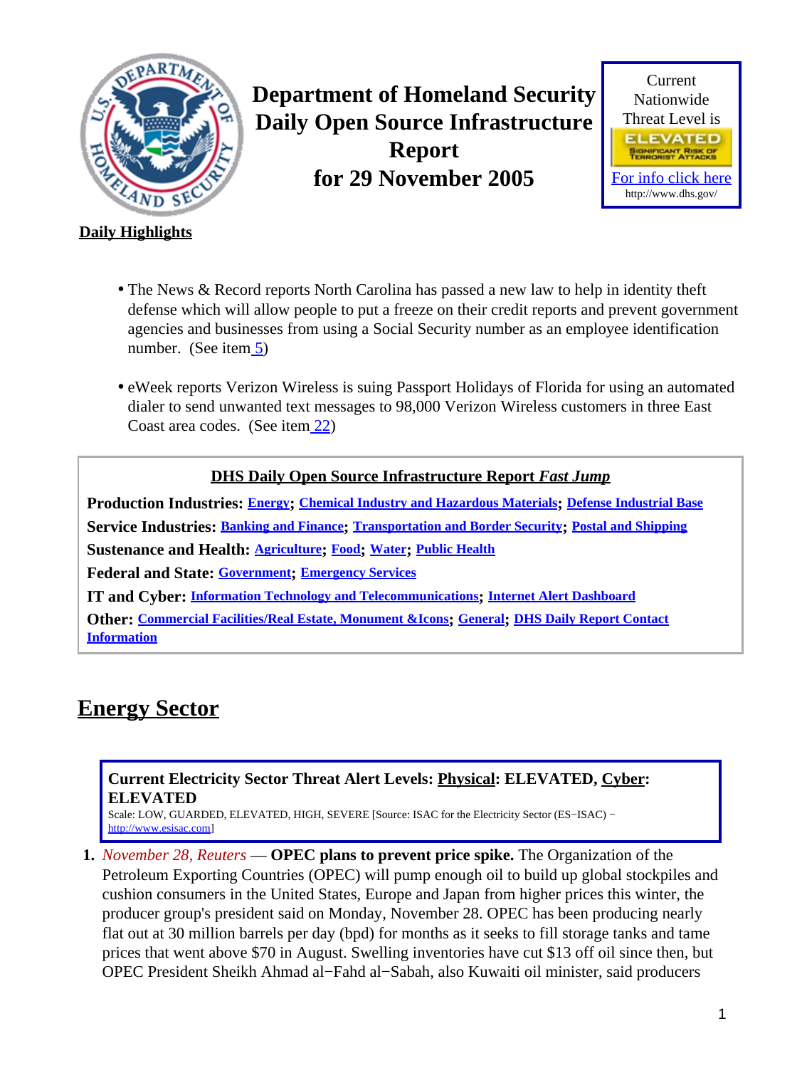# Department of Homeland Security Daily Open Source Infrastructure Report for 29 November 2005

Current Nationwide Threat Level is

ELEVATED

SIGNIFICANT RISK OF TERRORIST ATTACKS

For info click here

http://www.dhs.gov/

**Daily Highlights**

- The News & Record reports North Carolina has passed a new law to help in identity theft defense which will allow people to put a freeze on their credit reports and prevent government agencies and businesses from using a Social Security number as an employee identification number. (See item 5)
- eWeek reports Verizon Wireless is suing Passport Holidays of Florida for using an automated dialer to send unwanted text messages to 98,000 Verizon Wireless customers in three East Coast area codes. (See item 22)

**DHS Daily Open Source Infrastructure Report *Fast Jump***

**Production Industries:** Energy; Chemical Industry and Hazardous Materials; Defense Industrial Base

**Service Industries:** Banking and Finance; Transportation and Border Security; Postal and Shipping

**Sustenance and Health:** Agriculture; Food; Water; Public Health

**Federal and State:** Government; Emergency Services

**IT and Cyber:** Information Technology and Telecommunications; Internet Alert Dashboard

**Other:** Commercial Facilities/Real Estate, Monument &Icons; General; DHS Daily Report Contact Information

## Energy Sector

**Current Electricity Sector Threat Alert Levels: Physical: ELEVATED, Cyber: ELEVATED**

Scale: LOW, GUARDED, ELEVATED, HIGH, SEVERE [Source: ISAC for the Electricity Sector (ES−ISAC) − http://www.esisac.com]

1. *November 28, Reuters* — **OPEC plans to prevent price spike.** The Organization of the Petroleum Exporting Countries (OPEC) will pump enough oil to build up global stockpiles and cushion consumers in the United States, Europe and Japan from higher prices this winter, the producer group's president said on Monday, November 28. OPEC has been producing nearly flat out at 30 million barrels per day (bpd) for months as it seeks to fill storage tanks and tame prices that went above $70 in August. Swelling inventories have cut $13 off oil since then, but OPEC President Sheikh Ahmad al−Fahd al−Sabah, also Kuwaiti oil minister, said producers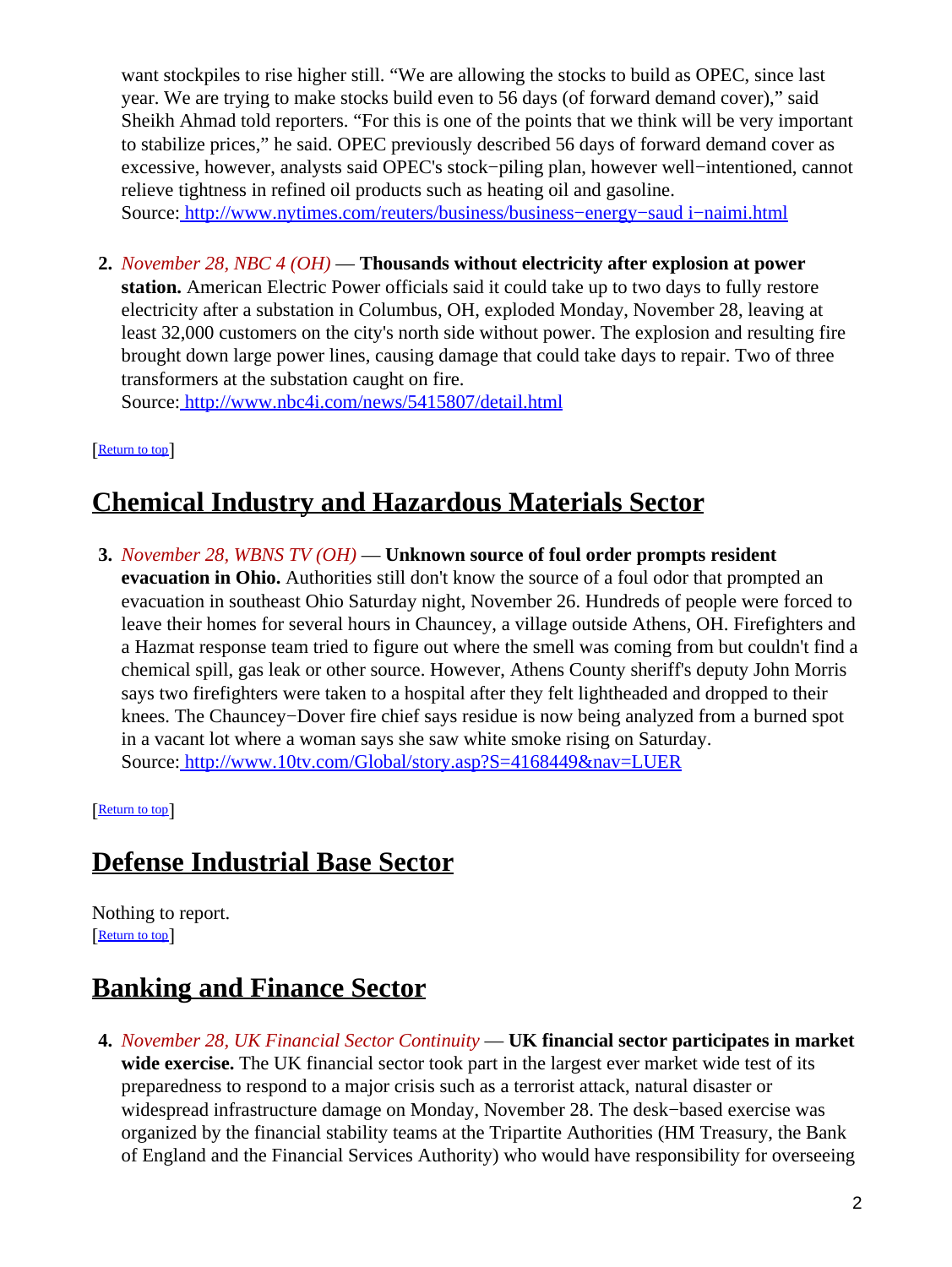want stockpiles to rise higher still. "We are allowing the stocks to build as OPEC, since last year. We are trying to make stocks build even to 56 days (of forward demand cover)," said Sheikh Ahmad told reporters. "For this is one of the points that we think will be very important to stabilize prices," he said. OPEC previously described 56 days of forward demand cover as excessive, however, analysts said OPEC's stock−piling plan, however well−intentioned, cannot relieve tightness in refined oil products such as heating oil and gasoline.
Source: http://www.nytimes.com/reuters/business/business−energy−saud i−naimi.html

2. *November 28, NBC 4 (OH)* — **Thousands without electricity after explosion at power station.** American Electric Power officials said it could take up to two days to fully restore electricity after a substation in Columbus, OH, exploded Monday, November 28, leaving at least 32,000 customers on the city's north side without power. The explosion and resulting fire brought down large power lines, causing damage that could take days to repair. Two of three transformers at the substation caught on fire.
Source: http://www.nbc4i.com/news/5415807/detail.html

[Return to top]

## Chemical Industry and Hazardous Materials Sector

3. *November 28, WBNS TV (OH)* — **Unknown source of foul order prompts resident evacuation in Ohio.** Authorities still don't know the source of a foul odor that prompted an evacuation in southeast Ohio Saturday night, November 26. Hundreds of people were forced to leave their homes for several hours in Chauncey, a village outside Athens, OH. Firefighters and a Hazmat response team tried to figure out where the smell was coming from but couldn't find a chemical spill, gas leak or other source. However, Athens County sheriff's deputy John Morris says two firefighters were taken to a hospital after they felt lightheaded and dropped to their knees. The Chauncey−Dover fire chief says residue is now being analyzed from a burned spot in a vacant lot where a woman says she saw white smoke rising on Saturday.
Source: http://www.10tv.com/Global/story.asp?S=4168449&nav=LUER

[Return to top]

## Defense Industrial Base Sector

Nothing to report.
[Return to top]

## Banking and Finance Sector

4. *November 28, UK Financial Sector Continuity* — **UK financial sector participates in market wide exercise.** The UK financial sector took part in the largest ever market wide test of its preparedness to respond to a major crisis such as a terrorist attack, natural disaster or widespread infrastructure damage on Monday, November 28. The desk−based exercise was organized by the financial stability teams at the Tripartite Authorities (HM Treasury, the Bank of England and the Financial Services Authority) who would have responsibility for overseeing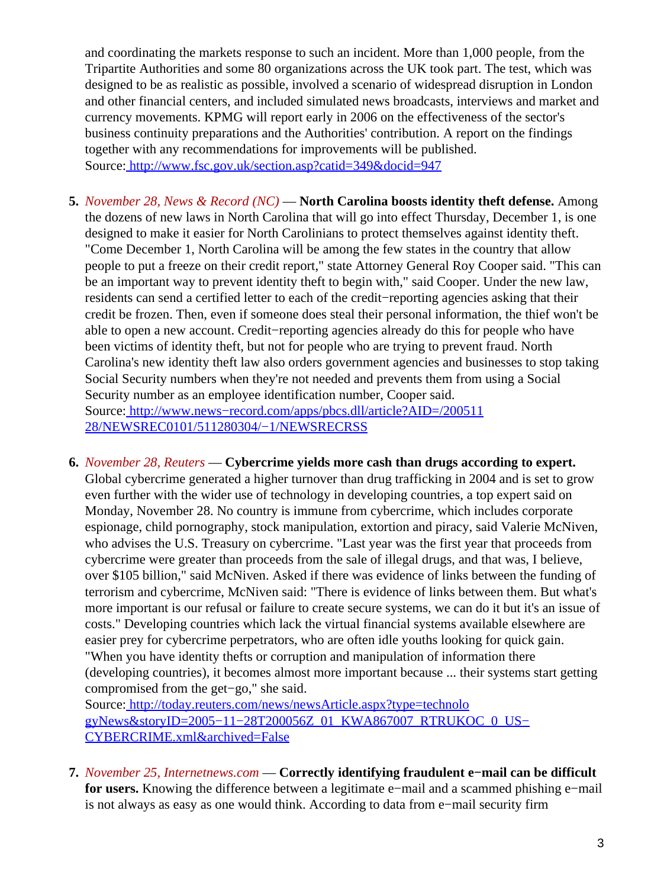and coordinating the markets response to such an incident. More than 1,000 people, from the Tripartite Authorities and some 80 organizations across the UK took part. The test, which was designed to be as realistic as possible, involved a scenario of widespread disruption in London and other financial centers, and included simulated news broadcasts, interviews and market and currency movements. KPMG will report early in 2006 on the effectiveness of the sector's business continuity preparations and the Authorities' contribution. A report on the findings together with any recommendations for improvements will be published.
Source: [http://www.fsc.gov.uk/section.asp?catid=349&docid=947](http://www.fsc.gov.uk/section.asp?catid=349&docid=947)

5. *November 28, News & Record (NC)* — **North Carolina boosts identity theft defense.** Among the dozens of new laws in North Carolina that will go into effect Thursday, December 1, is one designed to make it easier for North Carolinians to protect themselves against identity theft. "Come December 1, North Carolina will be among the few states in the country that allow people to put a freeze on their credit report," state Attorney General Roy Cooper said. "This can be an important way to prevent identity theft to begin with," said Cooper. Under the new law, residents can send a certified letter to each of the credit−reporting agencies asking that their credit be frozen. Then, even if someone does steal their personal information, the thief won't be able to open a new account. Credit−reporting agencies already do this for people who have been victims of identity theft, but not for people who are trying to prevent fraud. North Carolina's new identity theft law also orders government agencies and businesses to stop taking Social Security numbers when they're not needed and prevents them from using a Social Security number as an employee identification number, Cooper said.
Source: [http://www.news−record.com/apps/pbcs.dll/article?AID=/20051128/NEWSREC0101/511280304/−1/NEWSRECRSS](http://www.news−record.com/apps/pbcs.dll/article?AID=/20051128/NEWSREC0101/511280304/−1/NEWSRECRSS)

6. *November 28, Reuters* — **Cybercrime yields more cash than drugs according to expert.** Global cybercrime generated a higher turnover than drug trafficking in 2004 and is set to grow even further with the wider use of technology in developing countries, a top expert said on Monday, November 28. No country is immune from cybercrime, which includes corporate espionage, child pornography, stock manipulation, extortion and piracy, said Valerie McNiven, who advises the U.S. Treasury on cybercrime. "Last year was the first year that proceeds from cybercrime were greater than proceeds from the sale of illegal drugs, and that was, I believe, over $105 billion," said McNiven. Asked if there was evidence of links between the funding of terrorism and cybercrime, McNiven said: "There is evidence of links between them. But what's more important is our refusal or failure to create secure systems, we can do it but it's an issue of costs." Developing countries which lack the virtual financial systems available elsewhere are easier prey for cybercrime perpetrators, who are often idle youths looking for quick gain. "When you have identity thefts or corruption and manipulation of information there (developing countries), it becomes almost more important because ... their systems start getting compromised from the get−go," she said.
Source: [http://today.reuters.com/news/newsArticle.aspx?type=technologyNews&storyID=2005−11−28T200056Z_01_KWA867007_RTRUKOC_0_US−CYBERCRIME.xml&archived=False](http://today.reuters.com/news/newsArticle.aspx?type=technologyNews&storyID=2005−11−28T200056Z_01_KWA867007_RTRUKOC_0_US−CYBERCRIME.xml&archived=False)

7. *November 25, Internetnews.com* — **Correctly identifying fraudulent e−mail can be difficult for users.** Knowing the difference between a legitimate e−mail and a scammed phishing e−mail is not always as easy as one would think. According to data from e−mail security firm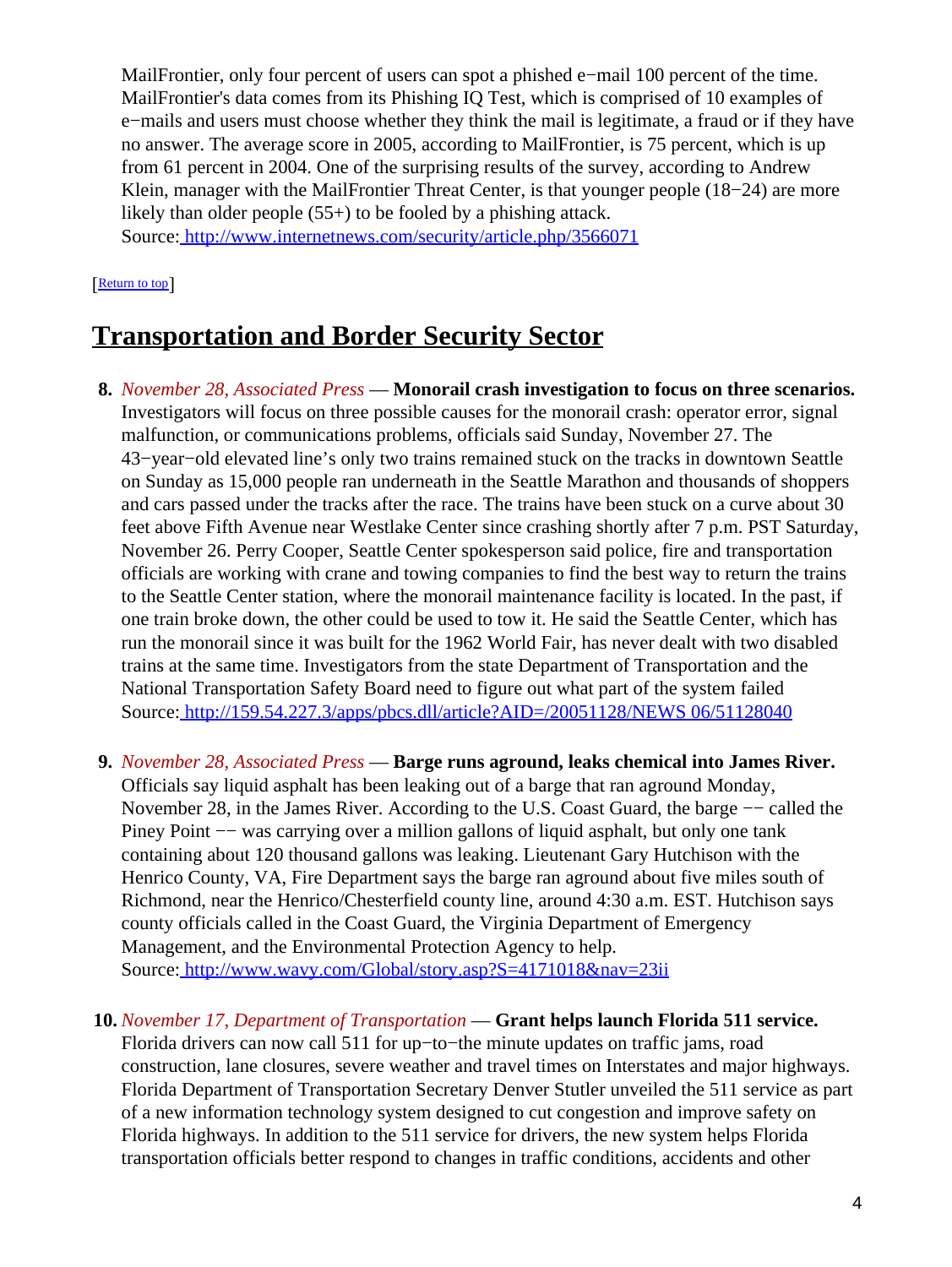MailFrontier, only four percent of users can spot a phished e−mail 100 percent of the time. MailFrontier's data comes from its Phishing IQ Test, which is comprised of 10 examples of e−mails and users must choose whether they think the mail is legitimate, a fraud or if they have no answer. The average score in 2005, according to MailFrontier, is 75 percent, which is up from 61 percent in 2004. One of the surprising results of the survey, according to Andrew Klein, manager with the MailFrontier Threat Center, is that younger people (18−24) are more likely than older people (55+) to be fooled by a phishing attack.
Source: http://www.internetnews.com/security/article.php/3566071

[Return to top]

## Transportation and Border Security Sector

8. *November 28, Associated Press* — **Monorail crash investigation to focus on three scenarios.** Investigators will focus on three possible causes for the monorail crash: operator error, signal malfunction, or communications problems, officials said Sunday, November 27. The 43−year−old elevated line's only two trains remained stuck on the tracks in downtown Seattle on Sunday as 15,000 people ran underneath in the Seattle Marathon and thousands of shoppers and cars passed under the tracks after the race. The trains have been stuck on a curve about 30 feet above Fifth Avenue near Westlake Center since crashing shortly after 7 p.m. PST Saturday, November 26. Perry Cooper, Seattle Center spokesperson said police, fire and transportation officials are working with crane and towing companies to find the best way to return the trains to the Seattle Center station, where the monorail maintenance facility is located. In the past, if one train broke down, the other could be used to tow it. He said the Seattle Center, which has run the monorail since it was built for the 1962 World Fair, has never dealt with two disabled trains at the same time. Investigators from the state Department of Transportation and the National Transportation Safety Board need to figure out what part of the system failed
Source: http://159.54.227.3/apps/pbcs.dll/article?AID=/20051128/NEWS 06/51128040

9. *November 28, Associated Press* — **Barge runs aground, leaks chemical into James River.** Officials say liquid asphalt has been leaking out of a barge that ran aground Monday, November 28, in the James River. According to the U.S. Coast Guard, the barge −− called the Piney Point −− was carrying over a million gallons of liquid asphalt, but only one tank containing about 120 thousand gallons was leaking. Lieutenant Gary Hutchison with the Henrico County, VA, Fire Department says the barge ran aground about five miles south of Richmond, near the Henrico/Chesterfield county line, around 4:30 a.m. EST. Hutchison says county officials called in the Coast Guard, the Virginia Department of Emergency Management, and the Environmental Protection Agency to help.
Source: http://www.wavy.com/Global/story.asp?S=4171018&nav=23ii

10. *November 17, Department of Transportation* — **Grant helps launch Florida 511 service.** Florida drivers can now call 511 for up−to−the minute updates on traffic jams, road construction, lane closures, severe weather and travel times on Interstates and major highways. Florida Department of Transportation Secretary Denver Stutler unveiled the 511 service as part of a new information technology system designed to cut congestion and improve safety on Florida highways. In addition to the 511 service for drivers, the new system helps Florida transportation officials better respond to changes in traffic conditions, accidents and other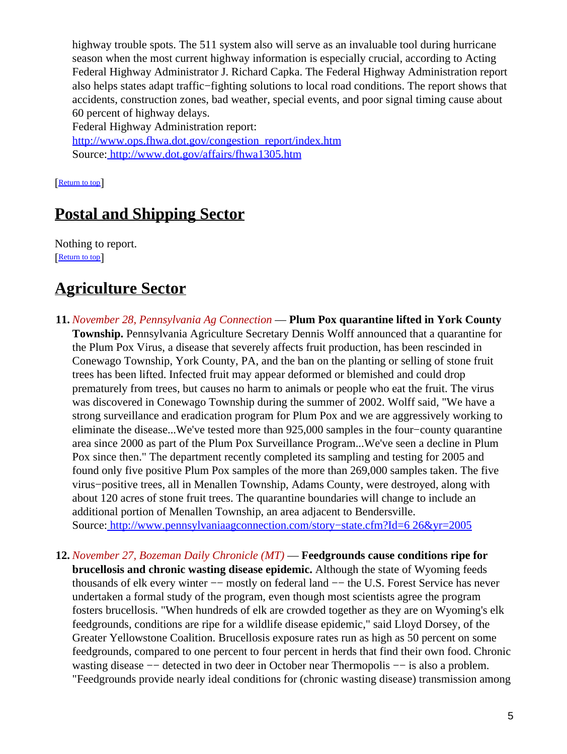highway trouble spots. The 511 system also will serve as an invaluable tool during hurricane season when the most current highway information is especially crucial, according to Acting Federal Highway Administrator J. Richard Capka. The Federal Highway Administration report also helps states adapt traffic−fighting solutions to local road conditions. The report shows that accidents, construction zones, bad weather, special events, and poor signal timing cause about 60 percent of highway delays.
Federal Highway Administration report:
http://www.ops.fhwa.dot.gov/congestion_report/index.htm
Source: http://www.dot.gov/affairs/fhwa1305.htm

[Return to top]

## Postal and Shipping Sector

Nothing to report.
[Return to top]

## Agriculture Sector

11. *November 28, Pennsylvania Ag Connection* — **Plum Pox quarantine lifted in York County Township.** Pennsylvania Agriculture Secretary Dennis Wolff announced that a quarantine for the Plum Pox Virus, a disease that severely affects fruit production, has been rescinded in Conewago Township, York County, PA, and the ban on the planting or selling of stone fruit trees has been lifted. Infected fruit may appear deformed or blemished and could drop prematurely from trees, but causes no harm to animals or people who eat the fruit. The virus was discovered in Conewago Township during the summer of 2002. Wolff said, "We have a strong surveillance and eradication program for Plum Pox and we are aggressively working to eliminate the disease...We've tested more than 925,000 samples in the four−county quarantine area since 2000 as part of the Plum Pox Surveillance Program...We've seen a decline in Plum Pox since then." The department recently completed its sampling and testing for 2005 and found only five positive Plum Pox samples of the more than 269,000 samples taken. The five virus−positive trees, all in Menallen Township, Adams County, were destroyed, along with about 120 acres of stone fruit trees. The quarantine boundaries will change to include an additional portion of Menallen Township, an area adjacent to Bendersville.
Source: http://www.pennsylvaniaagconnection.com/story−state.cfm?Id=6 26&yr=2005

12. *November 27, Bozeman Daily Chronicle (MT)* — **Feedgrounds cause conditions ripe for brucellosis and chronic wasting disease epidemic.** Although the state of Wyoming feeds thousands of elk every winter −− mostly on federal land −− the U.S. Forest Service has never undertaken a formal study of the program, even though most scientists agree the program fosters brucellosis. "When hundreds of elk are crowded together as they are on Wyoming's elk feedgrounds, conditions are ripe for a wildlife disease epidemic," said Lloyd Dorsey, of the Greater Yellowstone Coalition. Brucellosis exposure rates run as high as 50 percent on some feedgrounds, compared to one percent to four percent in herds that find their own food. Chronic wasting disease −− detected in two deer in October near Thermopolis −− is also a problem. "Feedgrounds provide nearly ideal conditions for (chronic wasting disease) transmission among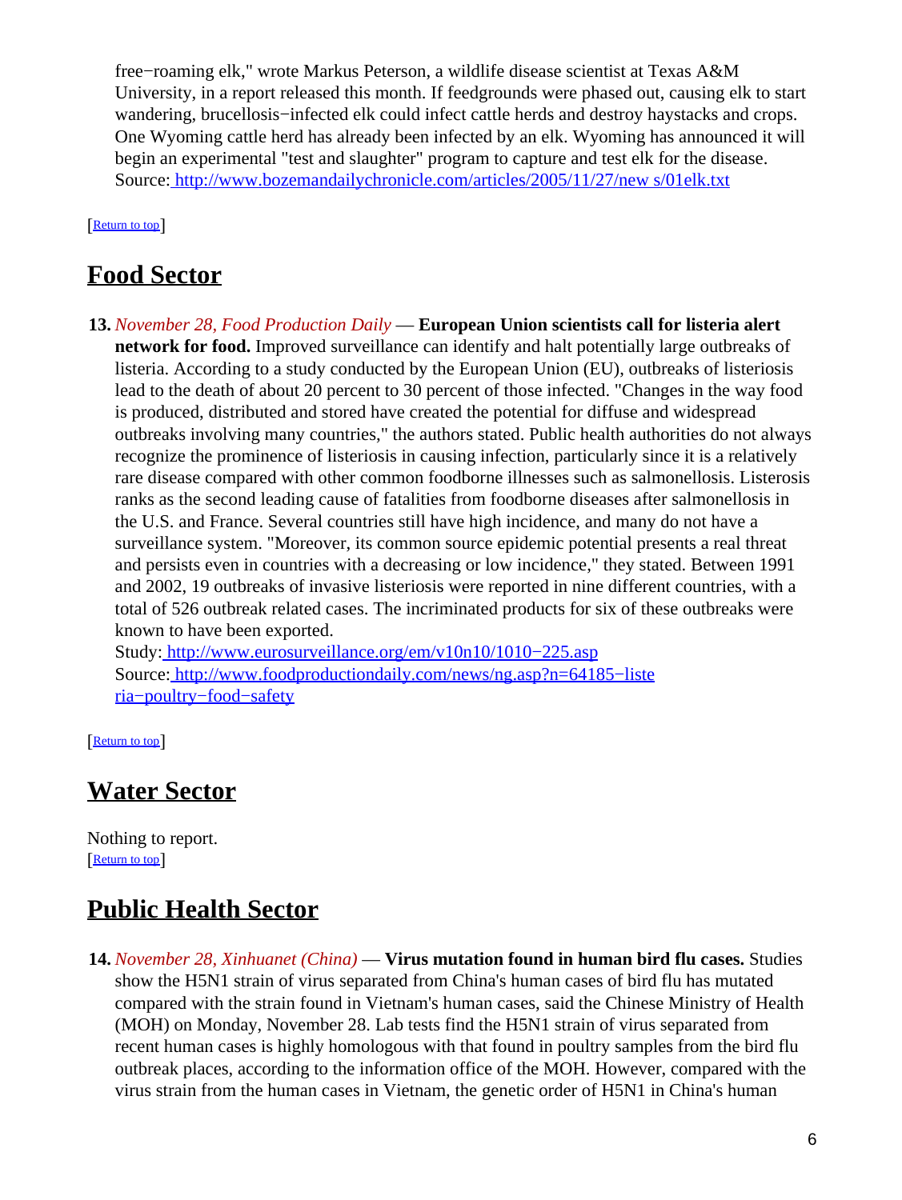free−roaming elk," wrote Markus Peterson, a wildlife disease scientist at Texas A&M University, in a report released this month. If feedgrounds were phased out, causing elk to start wandering, brucellosis−infected elk could infect cattle herds and destroy haystacks and crops. One Wyoming cattle herd has already been infected by an elk. Wyoming has announced it will begin an experimental "test and slaughter" program to capture and test elk for the disease.
Source: http://www.bozemandailychronicle.com/articles/2005/11/27/new s/01elk.txt

[Return to top]

## Food Sector

13. *November 28, Food Production Daily* — **European Union scientists call for listeria alert network for food.** Improved surveillance can identify and halt potentially large outbreaks of listeria. According to a study conducted by the European Union (EU), outbreaks of listeriosis lead to the death of about 20 percent to 30 percent of those infected. "Changes in the way food is produced, distributed and stored have created the potential for diffuse and widespread outbreaks involving many countries," the authors stated. Public health authorities do not always recognize the prominence of listeriosis in causing infection, particularly since it is a relatively rare disease compared with other common foodborne illnesses such as salmonellosis. Listerosis ranks as the second leading cause of fatalities from foodborne diseases after salmonellosis in the U.S. and France. Several countries still have high incidence, and many do not have a surveillance system. "Moreover, its common source epidemic potential presents a real threat and persists even in countries with a decreasing or low incidence," they stated. Between 1991 and 2002, 19 outbreaks of invasive listeriosis were reported in nine different countries, with a total of 526 outbreak related cases. The incriminated products for six of these outbreaks were known to have been exported.
Study: http://www.eurosurveillance.org/em/v10n10/1010−225.asp
Source: http://www.foodproductiondaily.com/news/ng.asp?n=64185−listeria−poultry−food−safety

[Return to top]

## Water Sector

Nothing to report.
[Return to top]

## Public Health Sector

14. *November 28, Xinhuanet (China)* — **Virus mutation found in human bird flu cases.** Studies show the H5N1 strain of virus separated from China's human cases of bird flu has mutated compared with the strain found in Vietnam's human cases, said the Chinese Ministry of Health (MOH) on Monday, November 28. Lab tests find the H5N1 strain of virus separated from recent human cases is highly homologous with that found in poultry samples from the bird flu outbreak places, according to the information office of the MOH. However, compared with the virus strain from the human cases in Vietnam, the genetic order of H5N1 in China's human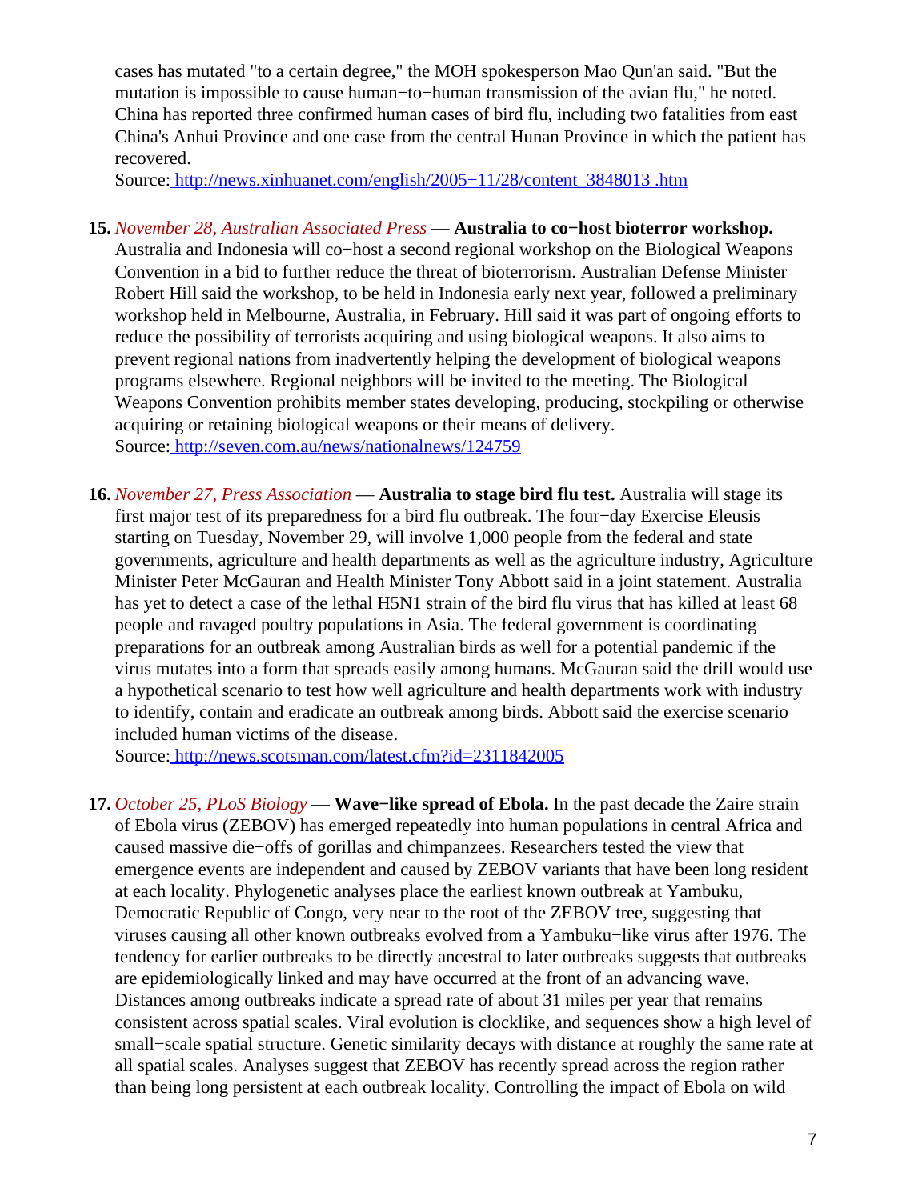cases has mutated "to a certain degree," the MOH spokesperson Mao Qun'an said. "But the mutation is impossible to cause human−to−human transmission of the avian flu," he noted. China has reported three confirmed human cases of bird flu, including two fatalities from east China's Anhui Province and one case from the central Hunan Province in which the patient has recovered.
Source: http://news.xinhuanet.com/english/2005−11/28/content_3848013.htm

15. *November 28, Australian Associated Press* — **Australia to co−host bioterror workshop.** Australia and Indonesia will co−host a second regional workshop on the Biological Weapons Convention in a bid to further reduce the threat of bioterrorism. Australian Defense Minister Robert Hill said the workshop, to be held in Indonesia early next year, followed a preliminary workshop held in Melbourne, Australia, in February. Hill said it was part of ongoing efforts to reduce the possibility of terrorists acquiring and using biological weapons. It also aims to prevent regional nations from inadvertently helping the development of biological weapons programs elsewhere. Regional neighbors will be invited to the meeting. The Biological Weapons Convention prohibits member states developing, producing, stockpiling or otherwise acquiring or retaining biological weapons or their means of delivery.
Source: http://seven.com.au/news/nationalnews/124759

16. *November 27, Press Association* — **Australia to stage bird flu test.** Australia will stage its first major test of its preparedness for a bird flu outbreak. The four−day Exercise Eleusis starting on Tuesday, November 29, will involve 1,000 people from the federal and state governments, agriculture and health departments as well as the agriculture industry, Agriculture Minister Peter McGauran and Health Minister Tony Abbott said in a joint statement. Australia has yet to detect a case of the lethal H5N1 strain of the bird flu virus that has killed at least 68 people and ravaged poultry populations in Asia. The federal government is coordinating preparations for an outbreak among Australian birds as well for a potential pandemic if the virus mutates into a form that spreads easily among humans. McGauran said the drill would use a hypothetical scenario to test how well agriculture and health departments work with industry to identify, contain and eradicate an outbreak among birds. Abbott said the exercise scenario included human victims of the disease.
Source: http://news.scotsman.com/latest.cfm?id=2311842005

17. *October 25, PLoS Biology* — **Wave−like spread of Ebola.** In the past decade the Zaire strain of Ebola virus (ZEBOV) has emerged repeatedly into human populations in central Africa and caused massive die−offs of gorillas and chimpanzees. Researchers tested the view that emergence events are independent and caused by ZEBOV variants that have been long resident at each locality. Phylogenetic analyses place the earliest known outbreak at Yambuku, Democratic Republic of Congo, very near to the root of the ZEBOV tree, suggesting that viruses causing all other known outbreaks evolved from a Yambuku−like virus after 1976. The tendency for earlier outbreaks to be directly ancestral to later outbreaks suggests that outbreaks are epidemiologically linked and may have occurred at the front of an advancing wave. Distances among outbreaks indicate a spread rate of about 31 miles per year that remains consistent across spatial scales. Viral evolution is clocklike, and sequences show a high level of small−scale spatial structure. Genetic similarity decays with distance at roughly the same rate at all spatial scales. Analyses suggest that ZEBOV has recently spread across the region rather than being long persistent at each outbreak locality. Controlling the impact of Ebola on wild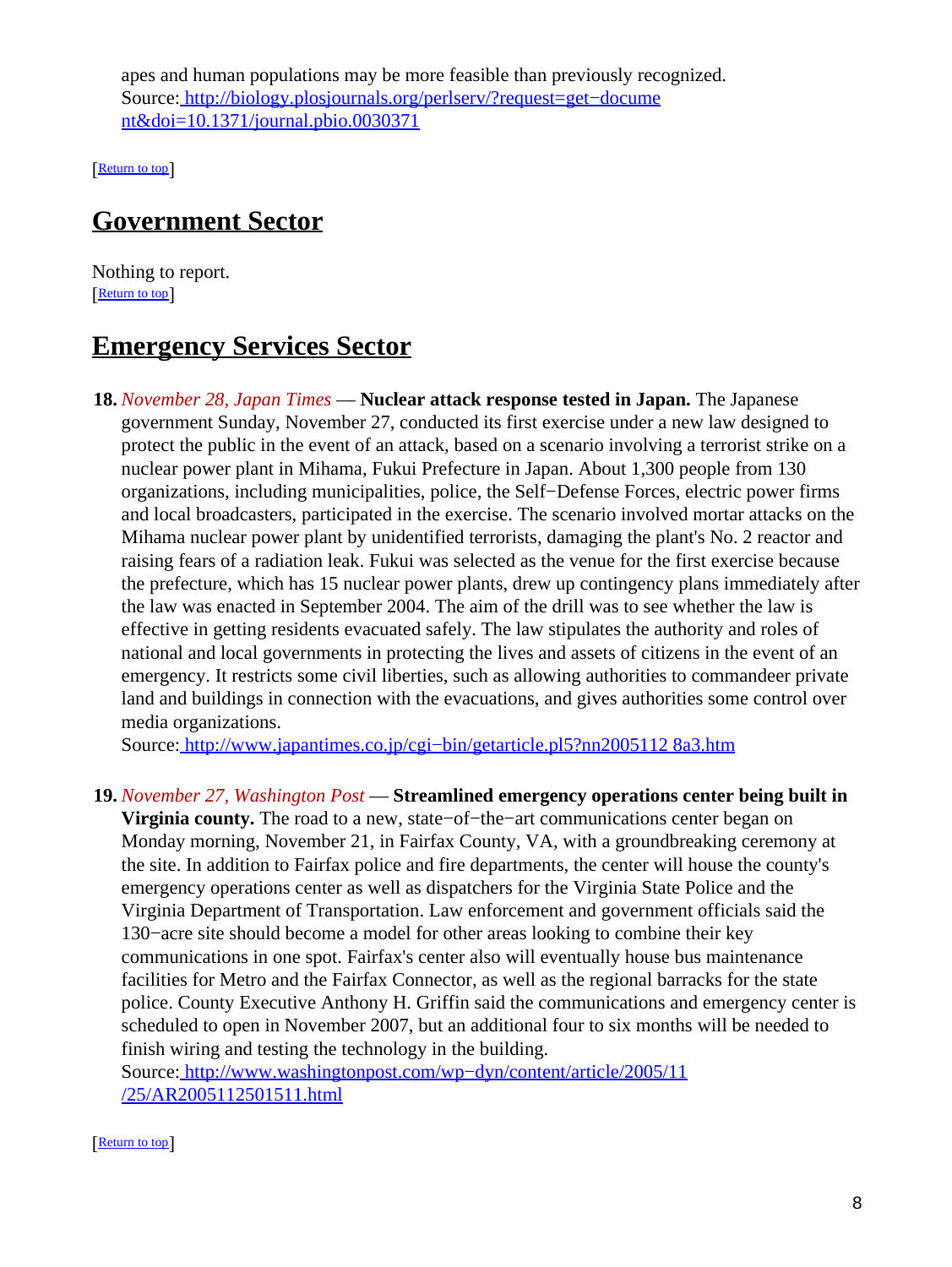apes and human populations may be more feasible than previously recognized.
Source: http://biology.plosjournals.org/perlserv/?request=get−document&doi=10.1371/journal.pbio.0030371

[Return to top]

## Government Sector

Nothing to report.
[Return to top]

## Emergency Services Sector

**18.** *November 28, Japan Times* — **Nuclear attack response tested in Japan.** The Japanese government Sunday, November 27, conducted its first exercise under a new law designed to protect the public in the event of an attack, based on a scenario involving a terrorist strike on a nuclear power plant in Mihama, Fukui Prefecture in Japan. About 1,300 people from 130 organizations, including municipalities, police, the Self−Defense Forces, electric power firms and local broadcasters, participated in the exercise. The scenario involved mortar attacks on the Mihama nuclear power plant by unidentified terrorists, damaging the plant's No. 2 reactor and raising fears of a radiation leak. Fukui was selected as the venue for the first exercise because the prefecture, which has 15 nuclear power plants, drew up contingency plans immediately after the law was enacted in September 2004. The aim of the drill was to see whether the law is effective in getting residents evacuated safely. The law stipulates the authority and roles of national and local governments in protecting the lives and assets of citizens in the event of an emergency. It restricts some civil liberties, such as allowing authorities to commandeer private land and buildings in connection with the evacuations, and gives authorities some control over media organizations.
Source: http://www.japantimes.co.jp/cgi−bin/getarticle.pl5?nn20051128a3.htm

**19.** *November 27, Washington Post* — **Streamlined emergency operations center being built in Virginia county.** The road to a new, state−of−the−art communications center began on Monday morning, November 21, in Fairfax County, VA, with a groundbreaking ceremony at the site. In addition to Fairfax police and fire departments, the center will house the county's emergency operations center as well as dispatchers for the Virginia State Police and the Virginia Department of Transportation. Law enforcement and government officials said the 130−acre site should become a model for other areas looking to combine their key communications in one spot. Fairfax's center also will eventually house bus maintenance facilities for Metro and the Fairfax Connector, as well as the regional barracks for the state police. County Executive Anthony H. Griffin said the communications and emergency center is scheduled to open in November 2007, but an additional four to six months will be needed to finish wiring and testing the technology in the building.
Source: http://www.washingtonpost.com/wp−dyn/content/article/2005/11/25/AR2005112501511.html

[Return to top]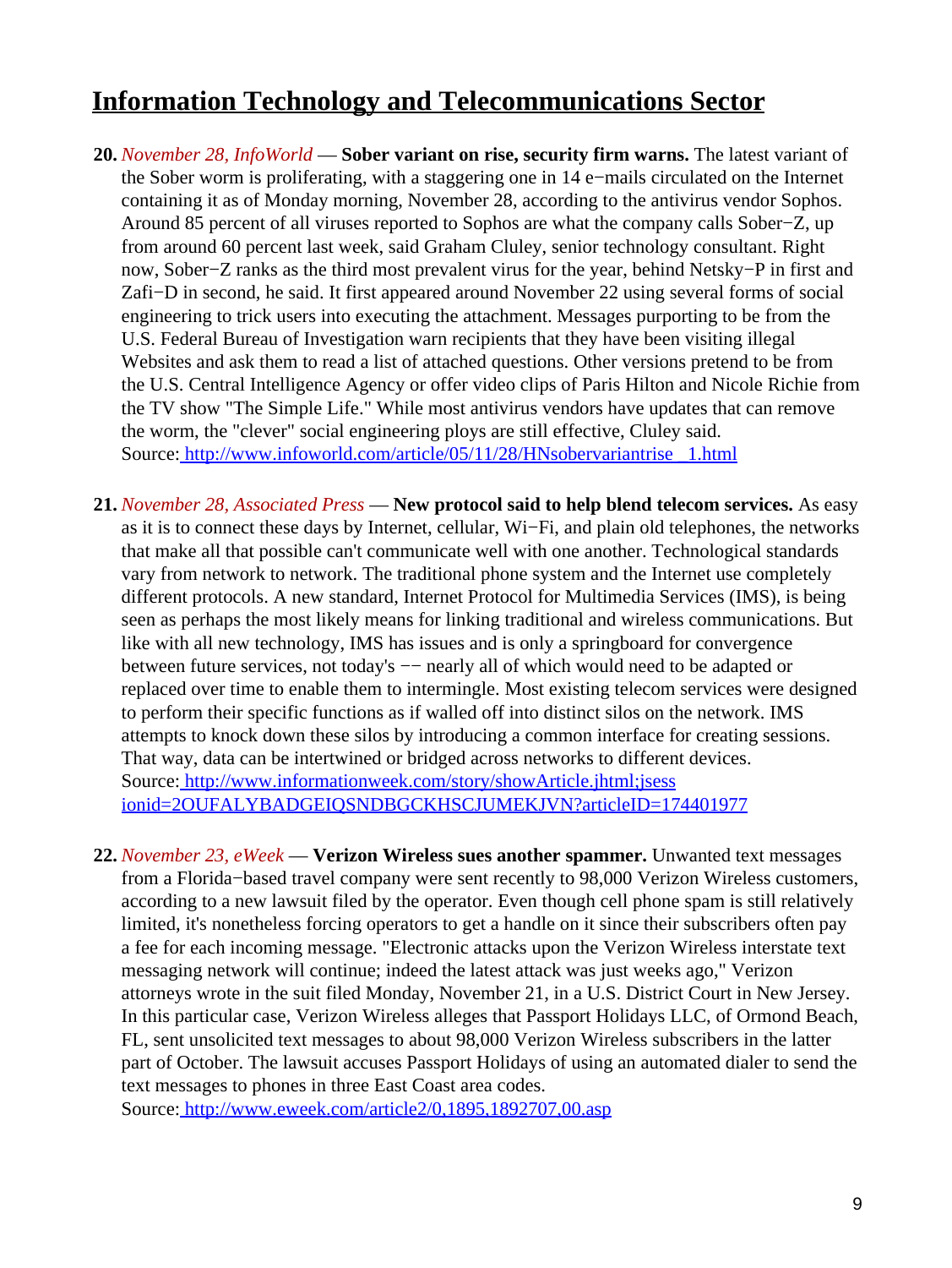## Information Technology and Telecommunications Sector

**20.** *November 28, InfoWorld* — **Sober variant on rise, security firm warns.** The latest variant of the Sober worm is proliferating, with a staggering one in 14 e−mails circulated on the Internet containing it as of Monday morning, November 28, according to the antivirus vendor Sophos. Around 85 percent of all viruses reported to Sophos are what the company calls Sober−Z, up from around 60 percent last week, said Graham Cluley, senior technology consultant. Right now, Sober−Z ranks as the third most prevalent virus for the year, behind Netsky−P in first and Zafi−D in second, he said. It first appeared around November 22 using several forms of social engineering to trick users into executing the attachment. Messages purporting to be from the U.S. Federal Bureau of Investigation warn recipients that they have been visiting illegal Websites and ask them to read a list of attached questions. Other versions pretend to be from the U.S. Central Intelligence Agency or offer video clips of Paris Hilton and Nicole Richie from the TV show "The Simple Life." While most antivirus vendors have updates that can remove the worm, the "clever" social engineering ploys are still effective, Cluley said.
Source: http://www.infoworld.com/article/05/11/28/HNsobervariantrise_1.html

**21.** *November 28, Associated Press* — **New protocol said to help blend telecom services.** As easy as it is to connect these days by Internet, cellular, Wi−Fi, and plain old telephones, the networks that make all that possible can't communicate well with one another. Technological standards vary from network to network. The traditional phone system and the Internet use completely different protocols. A new standard, Internet Protocol for Multimedia Services (IMS), is being seen as perhaps the most likely means for linking traditional and wireless communications. But like with all new technology, IMS has issues and is only a springboard for convergence between future services, not today's −− nearly all of which would need to be adapted or replaced over time to enable them to intermingle. Most existing telecom services were designed to perform their specific functions as if walled off into distinct silos on the network. IMS attempts to knock down these silos by introducing a common interface for creating sessions. That way, data can be intertwined or bridged across networks to different devices.
Source: http://www.informationweek.com/story/showArticle.jhtml;jsessionid=2OUFALYBADGEIQSNDBGCKHSCJUMEKJVN?articleID=174401977

**22.** *November 23, eWeek* — **Verizon Wireless sues another spammer.** Unwanted text messages from a Florida−based travel company were sent recently to 98,000 Verizon Wireless customers, according to a new lawsuit filed by the operator. Even though cell phone spam is still relatively limited, it's nonetheless forcing operators to get a handle on it since their subscribers often pay a fee for each incoming message. "Electronic attacks upon the Verizon Wireless interstate text messaging network will continue; indeed the latest attack was just weeks ago," Verizon attorneys wrote in the suit filed Monday, November 21, in a U.S. District Court in New Jersey. In this particular case, Verizon Wireless alleges that Passport Holidays LLC, of Ormond Beach, FL, sent unsolicited text messages to about 98,000 Verizon Wireless subscribers in the latter part of October. The lawsuit accuses Passport Holidays of using an automated dialer to send the text messages to phones in three East Coast area codes.
Source: http://www.eweek.com/article2/0,1895,1892707,00.asp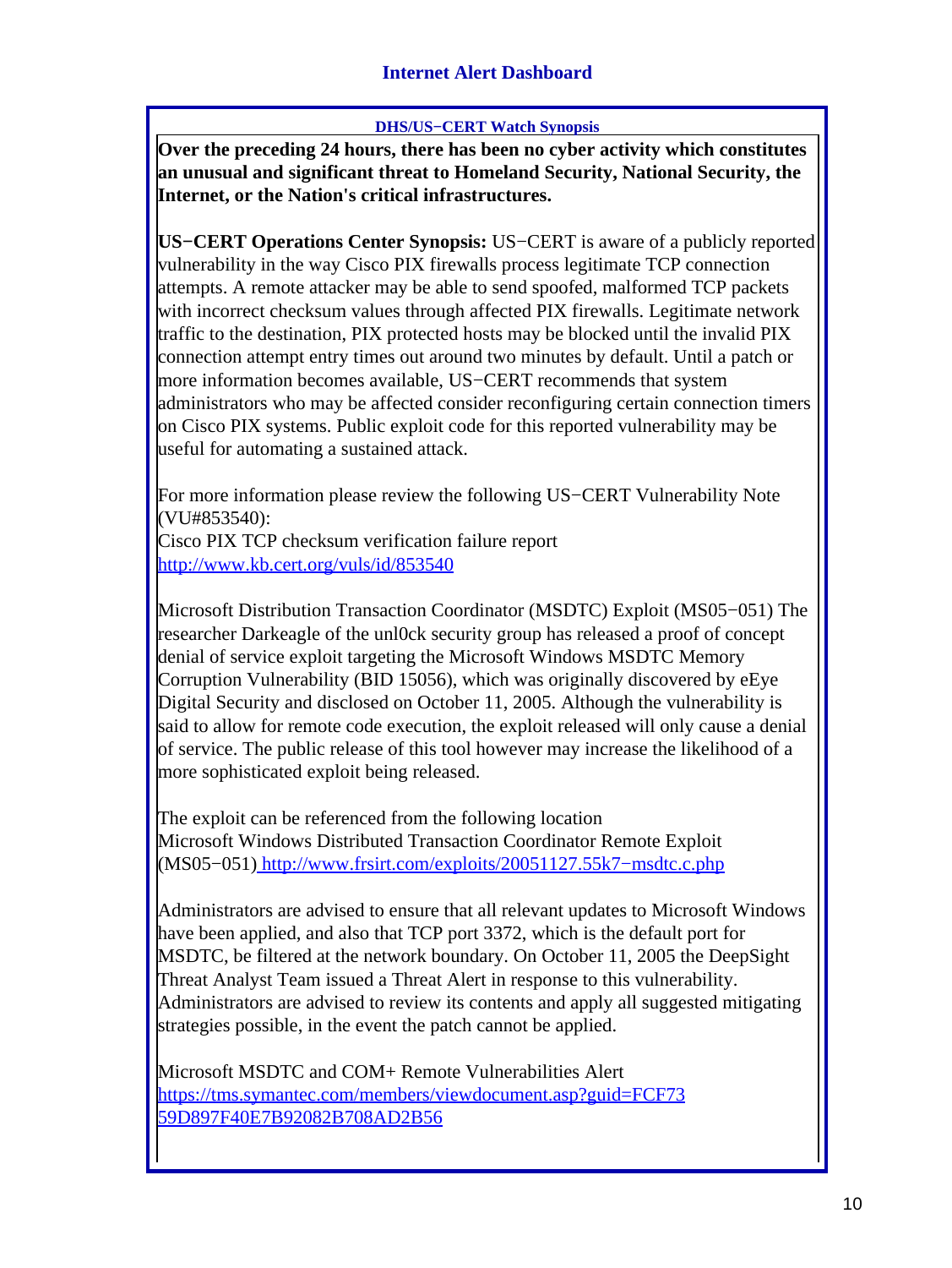## Internet Alert Dashboard

**DHS/US−CERT Watch Synopsis**

**Over the preceding 24 hours, there has been no cyber activity which constitutes an unusual and significant threat to Homeland Security, National Security, the Internet, or the Nation's critical infrastructures.**

**US−CERT Operations Center Synopsis:** US−CERT is aware of a publicly reported vulnerability in the way Cisco PIX firewalls process legitimate TCP connection attempts. A remote attacker may be able to send spoofed, malformed TCP packets with incorrect checksum values through affected PIX firewalls. Legitimate network traffic to the destination, PIX protected hosts may be blocked until the invalid PIX connection attempt entry times out around two minutes by default. Until a patch or more information becomes available, US−CERT recommends that system administrators who may be affected consider reconfiguring certain connection timers on Cisco PIX systems. Public exploit code for this reported vulnerability may be useful for automating a sustained attack.

For more information please review the following US−CERT Vulnerability Note (VU#853540):
Cisco PIX TCP checksum verification failure report
http://www.kb.cert.org/vuls/id/853540

Microsoft Distribution Transaction Coordinator (MSDTC) Exploit (MS05−051) The researcher Darkeagle of the unl0ck security group has released a proof of concept denial of service exploit targeting the Microsoft Windows MSDTC Memory Corruption Vulnerability (BID 15056), which was originally discovered by eEye Digital Security and disclosed on October 11, 2005. Although the vulnerability is said to allow for remote code execution, the exploit released will only cause a denial of service. The public release of this tool however may increase the likelihood of a more sophisticated exploit being released.

The exploit can be referenced from the following location
Microsoft Windows Distributed Transaction Coordinator Remote Exploit (MS05−051) http://www.frsirt.com/exploits/20051127.55k7−msdtc.c.php

Administrators are advised to ensure that all relevant updates to Microsoft Windows have been applied, and also that TCP port 3372, which is the default port for MSDTC, be filtered at the network boundary. On October 11, 2005 the DeepSight Threat Analyst Team issued a Threat Alert in response to this vulnerability. Administrators are advised to review its contents and apply all suggested mitigating strategies possible, in the event the patch cannot be applied.

Microsoft MSDTC and COM+ Remote Vulnerabilities Alert
https://tms.symantec.com/members/viewdocument.asp?guid=FCF7359D897F40E7B92082B708AD2B56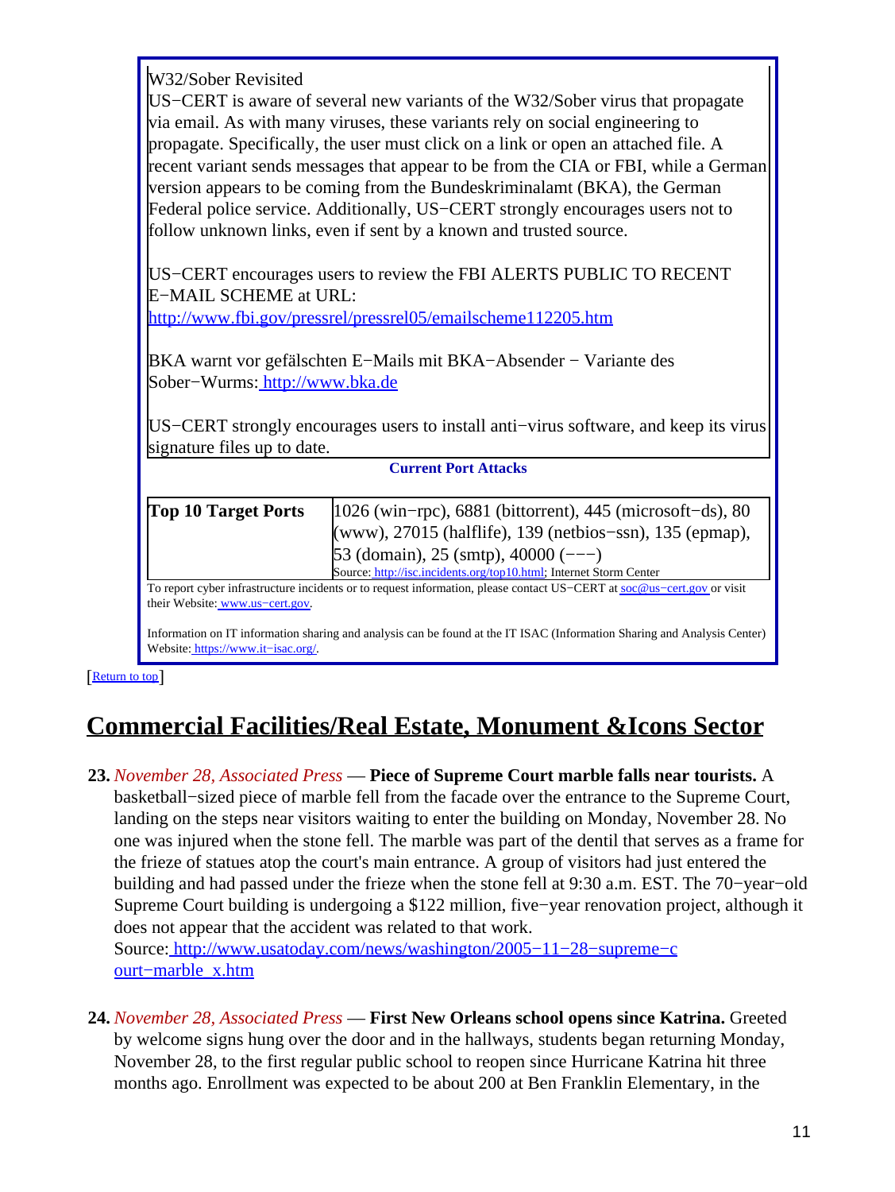W32/Sober Revisited

US−CERT is aware of several new variants of the W32/Sober virus that propagate via email. As with many viruses, these variants rely on social engineering to propagate. Specifically, the user must click on a link or open an attached file. A recent variant sends messages that appear to be from the CIA or FBI, while a German version appears to be coming from the Bundeskriminalamt (BKA), the German Federal police service. Additionally, US−CERT strongly encourages users not to follow unknown links, even if sent by a known and trusted source.

US−CERT encourages users to review the FBI ALERTS PUBLIC TO RECENT E−MAIL SCHEME at URL: http://www.fbi.gov/pressrel/pressrel05/emailscheme112205.htm

BKA warnt vor gefälschten E−Mails mit BKA−Absender − Variante des Sober−Wurms: http://www.bka.de

US−CERT strongly encourages users to install anti−virus software, and keep its virus signature files up to date.

**Current Port Attacks**

| **Top 10 Target Ports** | 1026 (win−rpc), 6881 (bittorrent), 445 (microsoft−ds), 80 (www), 27015 (halflife), 139 (netbios−ssn), 135 (epmap), 53 (domain), 25 (smtp), 40000 (−−−)<br>Source: http://isc.incidents.org/top10.html; Internet Storm Center |
|---|---|

To report cyber infrastructure incidents or to request information, please contact US−CERT at soc@us−cert.gov or visit their Website: www.us−cert.gov.

Information on IT information sharing and analysis can be found at the IT ISAC (Information Sharing and Analysis Center) Website: https://www.it−isac.org/.

[Return to top]

## Commercial Facilities/Real Estate, Monument &Icons Sector

**23.** *November 28, Associated Press* — **Piece of Supreme Court marble falls near tourists.** A basketball−sized piece of marble fell from the facade over the entrance to the Supreme Court, landing on the steps near visitors waiting to enter the building on Monday, November 28. No one was injured when the stone fell. The marble was part of the dentil that serves as a frame for the frieze of statues atop the court's main entrance. A group of visitors had just entered the building and had passed under the frieze when the stone fell at 9:30 a.m. EST. The 70−year−old Supreme Court building is undergoing a $122 million, five−year renovation project, although it does not appear that the accident was related to that work.
Source: http://www.usatoday.com/news/washington/2005−11−28−supreme−court−marble_x.htm

**24.** *November 28, Associated Press* — **First New Orleans school opens since Katrina.** Greeted by welcome signs hung over the door and in the hallways, students began returning Monday, November 28, to the first regular public school to reopen since Hurricane Katrina hit three months ago. Enrollment was expected to be about 200 at Ben Franklin Elementary, in the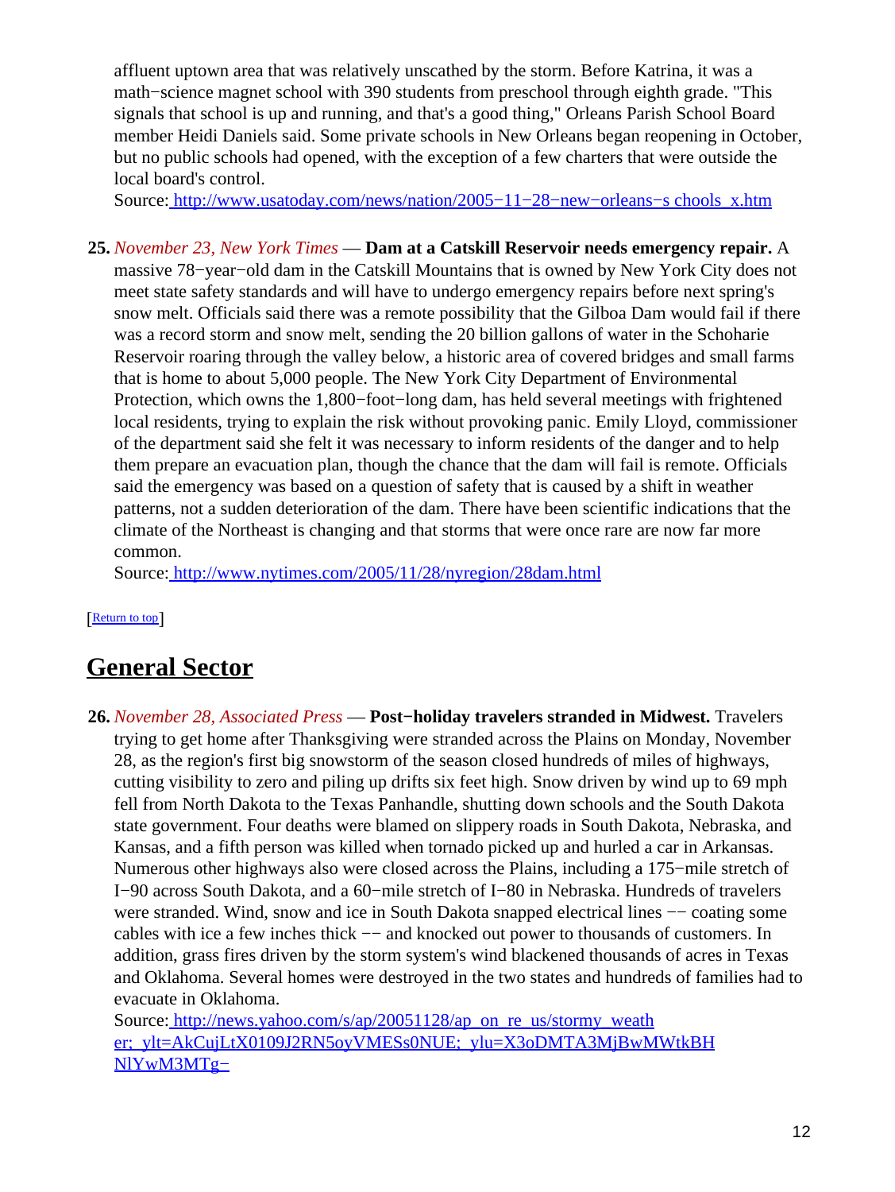affluent uptown area that was relatively unscathed by the storm. Before Katrina, it was a math−science magnet school with 390 students from preschool through eighth grade. "This signals that school is up and running, and that's a good thing," Orleans Parish School Board member Heidi Daniels said. Some private schools in New Orleans began reopening in October, but no public schools had opened, with the exception of a few charters that were outside the local board's control.
Source: [http://www.usatoday.com/news/nation/2005−11−28−new−orleans−s chools_x.htm](http://www.usatoday.com/news/nation/2005-11-28-new-orleans-schools_x.htm)

25. *November 23, New York Times* — **Dam at a Catskill Reservoir needs emergency repair.** A massive 78−year−old dam in the Catskill Mountains that is owned by New York City does not meet state safety standards and will have to undergo emergency repairs before next spring's snow melt. Officials said there was a remote possibility that the Gilboa Dam would fail if there was a record storm and snow melt, sending the 20 billion gallons of water in the Schoharie Reservoir roaring through the valley below, a historic area of covered bridges and small farms that is home to about 5,000 people. The New York City Department of Environmental Protection, which owns the 1,800−foot−long dam, has held several meetings with frightened local residents, trying to explain the risk without provoking panic. Emily Lloyd, commissioner of the department said she felt it was necessary to inform residents of the danger and to help them prepare an evacuation plan, though the chance that the dam will fail is remote. Officials said the emergency was based on a question of safety that is caused by a shift in weather patterns, not a sudden deterioration of the dam. There have been scientific indications that the climate of the Northeast is changing and that storms that were once rare are now far more common.
Source: [http://www.nytimes.com/2005/11/28/nyregion/28dam.html](http://www.nytimes.com/2005/11/28/nyregion/28dam.html)

[Return to top]

## General Sector

26. *November 28, Associated Press* — **Post−holiday travelers stranded in Midwest.** Travelers trying to get home after Thanksgiving were stranded across the Plains on Monday, November 28, as the region's first big snowstorm of the season closed hundreds of miles of highways, cutting visibility to zero and piling up drifts six feet high. Snow driven by wind up to 69 mph fell from North Dakota to the Texas Panhandle, shutting down schools and the South Dakota state government. Four deaths were blamed on slippery roads in South Dakota, Nebraska, and Kansas, and a fifth person was killed when tornado picked up and hurled a car in Arkansas. Numerous other highways also were closed across the Plains, including a 175−mile stretch of I−90 across South Dakota, and a 60−mile stretch of I−80 in Nebraska. Hundreds of travelers were stranded. Wind, snow and ice in South Dakota snapped electrical lines −− coating some cables with ice a few inches thick −− and knocked out power to thousands of customers. In addition, grass fires driven by the storm system's wind blackened thousands of acres in Texas and Oklahoma. Several homes were destroyed in the two states and hundreds of families had to evacuate in Oklahoma.
Source: http://news.yahoo.com/s/ap/20051128/ap_on_re_us/stormy_weather;_ylt=AkCujLtX0109J2RN5oyVMESs0NUE;_ylu=X3oDMTA3MjBwMWtkBHNlYwM3MTg−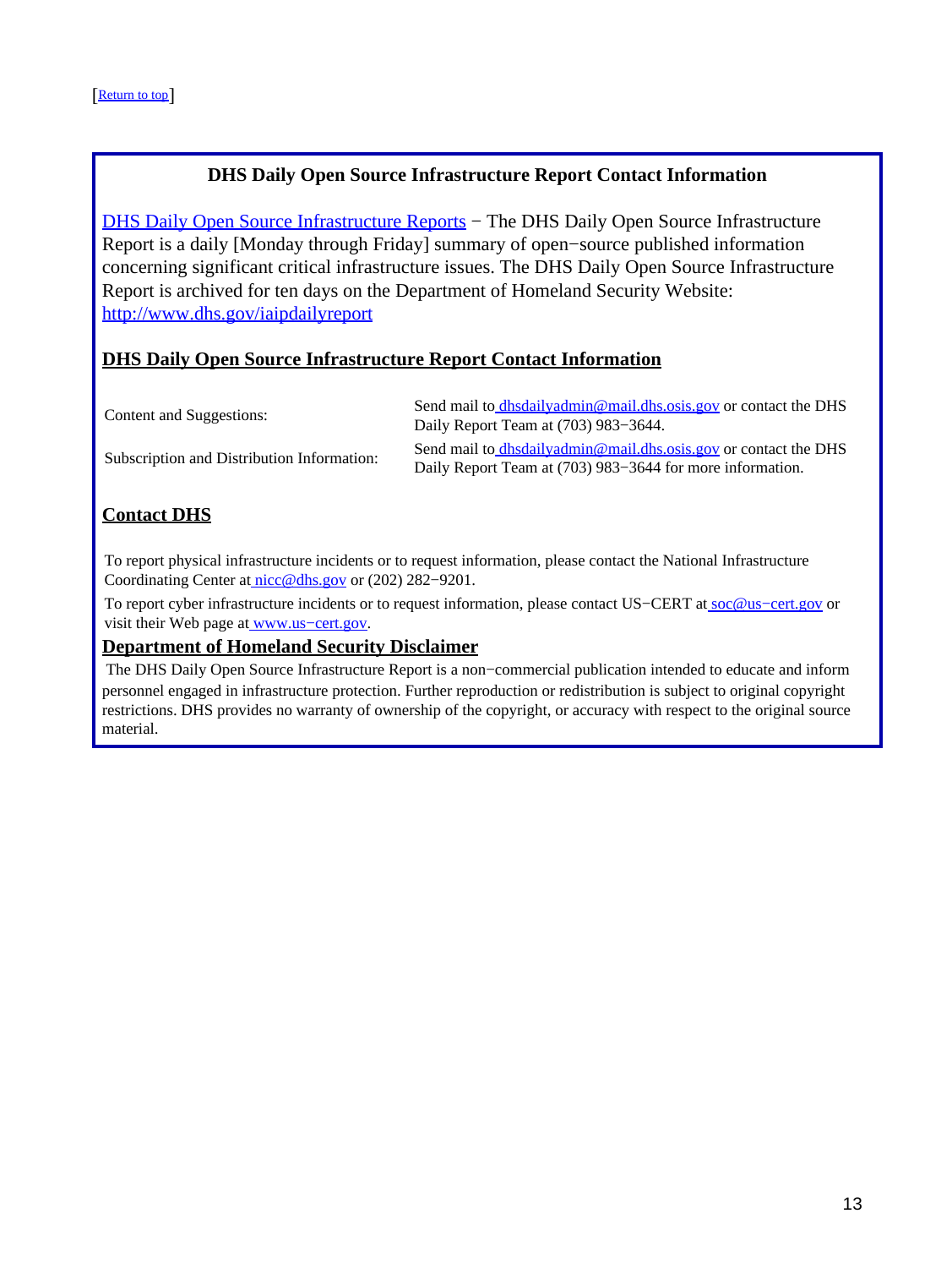[Return to top]

## DHS Daily Open Source Infrastructure Report Contact Information

DHS Daily Open Source Infrastructure Reports − The DHS Daily Open Source Infrastructure Report is a daily [Monday through Friday] summary of open−source published information concerning significant critical infrastructure issues. The DHS Daily Open Source Infrastructure Report is archived for ten days on the Department of Homeland Security Website: http://www.dhs.gov/iaipdailyreport

### DHS Daily Open Source Infrastructure Report Contact Information

| | |
|---|---|
| Content and Suggestions: | Send mail to dhsdailyadmin@mail.dhs.osis.gov or contact the DHS Daily Report Team at (703) 983−3644. |
| Subscription and Distribution Information: | Send mail to dhsdailyadmin@mail.dhs.osis.gov or contact the DHS Daily Report Team at (703) 983−3644 for more information. |

### Contact DHS

To report physical infrastructure incidents or to request information, please contact the National Infrastructure Coordinating Center at nicc@dhs.gov or (202) 282−9201.

To report cyber infrastructure incidents or to request information, please contact US−CERT at soc@us−cert.gov or visit their Web page at www.us−cert.gov.

### Department of Homeland Security Disclaimer

The DHS Daily Open Source Infrastructure Report is a non−commercial publication intended to educate and inform personnel engaged in infrastructure protection. Further reproduction or redistribution is subject to original copyright restrictions. DHS provides no warranty of ownership of the copyright, or accuracy with respect to the original source material.